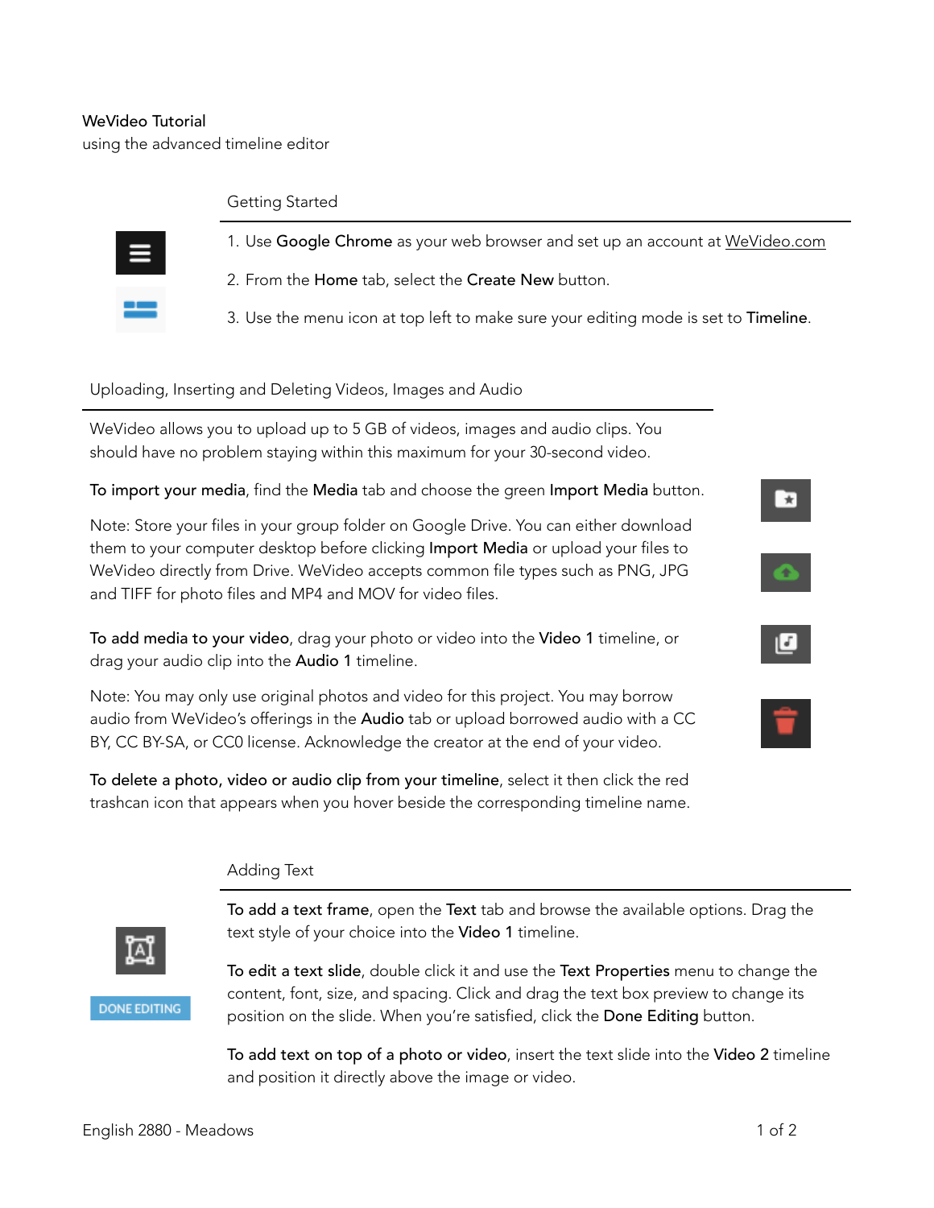# WeVideo Tutorial

using the advanced timeline editor

## Getting Started

1. Use **Google Chrome** as your web browser and set up an account at WeVideo.com
2. From the **Home** tab, select the **Create New** button.
3. Use the menu icon at top left to make sure your editing mode is set to **Timeline**.

## Uploading, Inserting and Deleting Videos, Images and Audio

WeVideo allows you to upload up to 5 GB of videos, images and audio clips. You should have no problem staying within this maximum for your 30-second video.

**To import your media**, find the **Media** tab and choose the green **Import Media** button.

Note: Store your files in your group folder on Google Drive. You can either download them to your computer desktop before clicking **Import Media** or upload your files to WeVideo directly from Drive. WeVideo accepts common file types such as PNG, JPG and TIFF for photo files and MP4 and MOV for video files.

**To add media to your video**, drag your photo or video into the **Video 1** timeline, or drag your audio clip into the **Audio 1** timeline.

Note: You may only use original photos and video for this project. You may borrow audio from WeVideo's offerings in the **Audio** tab or upload borrowed audio with a CC BY, CC BY-SA, or CC0 license. Acknowledge the creator at the end of your video.

**To delete a photo, video or audio clip from your timeline**, select it then click the red trashcan icon that appears when you hover beside the corresponding timeline name.

## Adding Text

**To add a text frame**, open the **Text** tab and browse the available options. Drag the text style of your choice into the **Video 1** timeline.

**To edit a text slide**, double click it and use the **Text Properties** menu to change the content, font, size, and spacing. Click and drag the text box preview to change its position on the slide. When you're satisfied, click the **Done Editing** button.

**To add text on top of a photo or video**, insert the text slide into the **Video 2** timeline and position it directly above the image or video.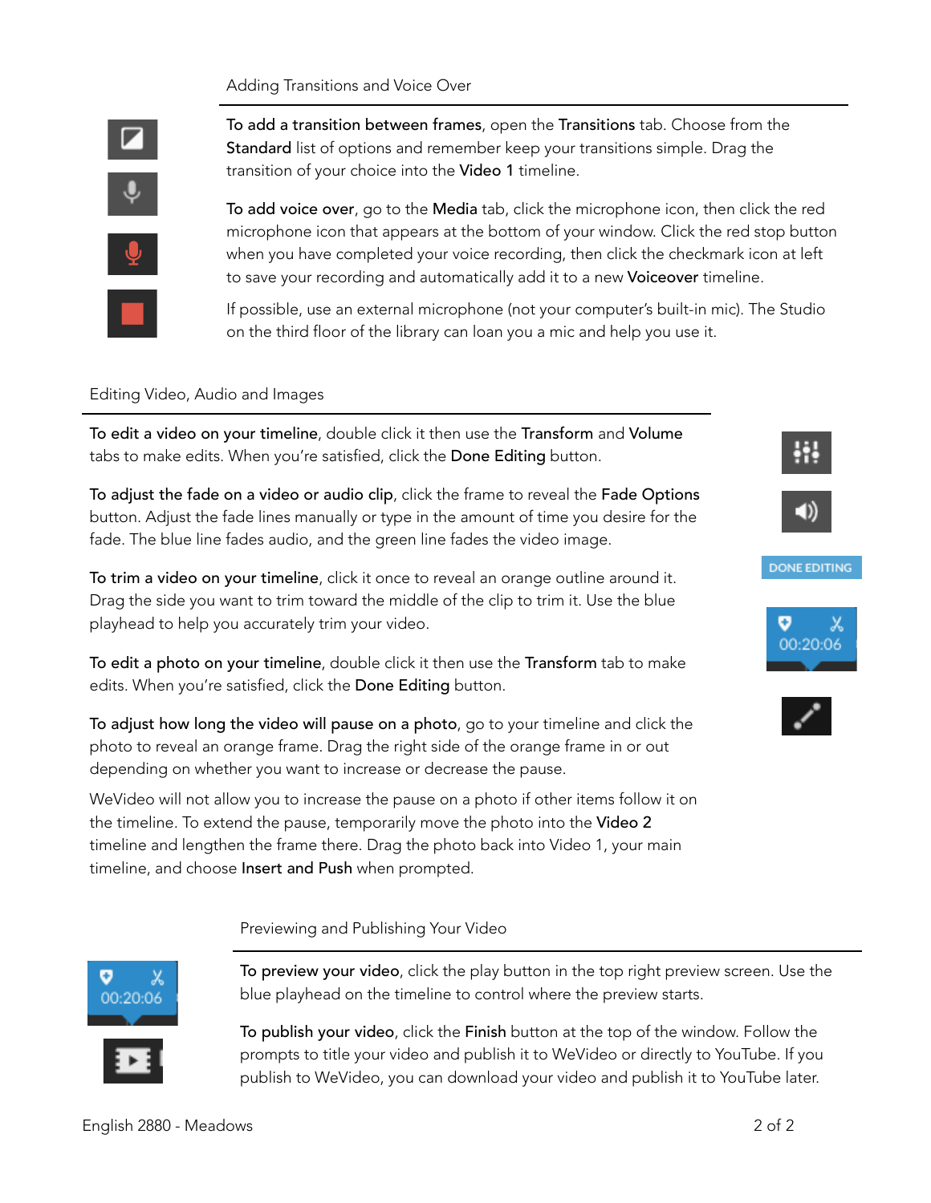## Adding Transitions and Voice Over

**To add a transition between frames**, open the **Transitions** tab. Choose from the **Standard** list of options and remember keep your transitions simple. Drag the transition of your choice into the **Video 1** timeline.

**To add voice over**, go to the **Media** tab, click the microphone icon, then click the red microphone icon that appears at the bottom of your window. Click the red stop button when you have completed your voice recording, then click the checkmark icon at left to save your recording and automatically add it to a new **Voiceover** timeline.

If possible, use an external microphone (not your computer's built-in mic). The Studio on the third floor of the library can loan you a mic and help you use it.

## Editing Video, Audio and Images

**To edit a video on your timeline**, double click it then use the **Transform** and **Volume** tabs to make edits. When you're satisfied, click the **Done Editing** button.

**To adjust the fade on a video or audio clip**, click the frame to reveal the **Fade Options** button. Adjust the fade lines manually or type in the amount of time you desire for the fade. The blue line fades audio, and the green line fades the video image.

**To trim a video on your timeline**, click it once to reveal an orange outline around it. Drag the side you want to trim toward the middle of the clip to trim it. Use the blue playhead to help you accurately trim your video.

**To edit a photo on your timeline**, double click it then use the **Transform** tab to make edits. When you're satisfied, click the **Done Editing** button.

**To adjust how long the video will pause on a photo**, go to your timeline and click the photo to reveal an orange frame. Drag the right side of the orange frame in or out depending on whether you want to increase or decrease the pause.

WeVideo will not allow you to increase the pause on a photo if other items follow it on the timeline. To extend the pause, temporarily move the photo into the **Video 2** timeline and lengthen the frame there. Drag the photo back into Video 1, your main timeline, and choose **Insert and Push** when prompted.

DONE EDITING

00:20:06

## Previewing and Publishing Your Video

00:20:06

**To preview your video**, click the play button in the top right preview screen. Use the blue playhead on the timeline to control where the preview starts.

**To publish your video**, click the **Finish** button at the top of the window. Follow the prompts to title your video and publish it to WeVideo or directly to YouTube. If you publish to WeVideo, you can download your video and publish it to YouTube later.